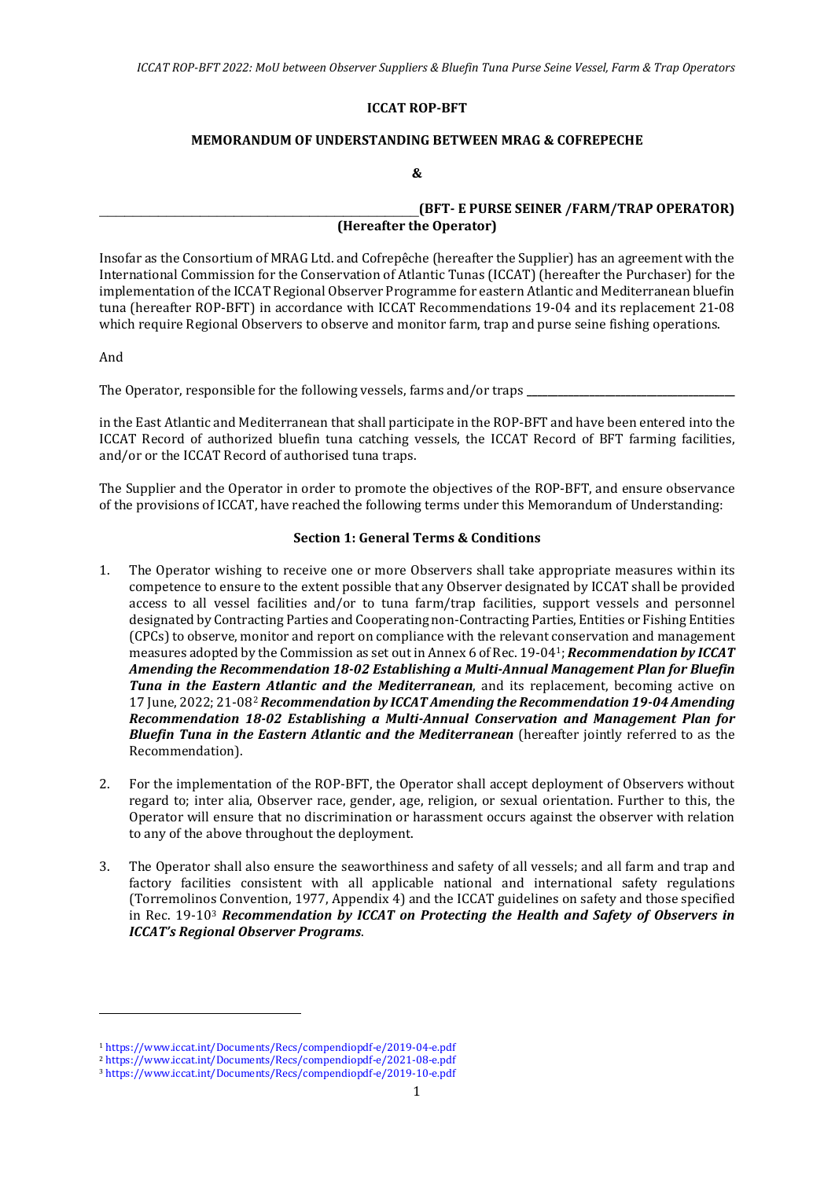**ICCAT ROP-BFT**

**MEMORANDUM OF UNDERSTANDING BETWEEN MRAG & COFREPECHE**

**&**

\_\_\_\_\_\_\_\_\_\_\_\_\_\_\_\_\_\_\_\_\_\_\_\_\_\_\_\_\_\_\_\_\_\_\_\_\_\_\_\_\_\_\_\_\_\_\_\_\_\_\_\_\_\_\_\_**(BFT- E PURSE SEINER /FARM/TRAP OPERATOR)**
**(Hereafter the Operator)**

Insofar as the Consortium of MRAG Ltd. and Cofrepêche (hereafter the Supplier) has an agreement with the International Commission for the Conservation of Atlantic Tunas (ICCAT) (hereafter the Purchaser) for the implementation of the ICCAT Regional Observer Programme for eastern Atlantic and Mediterranean bluefin tuna (hereafter ROP-BFT) in accordance with ICCAT Recommendations 19-04 and its replacement 21-08 which require Regional Observers to observe and monitor farm, trap and purse seine fishing operations.

And

The Operator, responsible for the following vessels, farms and/or traps \_\_\_\_\_\_\_\_\_\_\_\_\_\_\_\_\_\_\_\_\_\_\_\_\_\_\_\_\_\_\_\_\_\_\_\_\_\_\_\_

in the East Atlantic and Mediterranean that shall participate in the ROP-BFT and have been entered into the ICCAT Record of authorized bluefin tuna catching vessels, the ICCAT Record of BFT farming facilities, and/or or the ICCAT Record of authorised tuna traps.

The Supplier and the Operator in order to promote the objectives of the ROP-BFT, and ensure observance of the provisions of ICCAT, have reached the following terms under this Memorandum of Understanding:

## Section 1: General Terms & Conditions

1. The Operator wishing to receive one or more Observers shall take appropriate measures within its competence to ensure to the extent possible that any Observer designated by ICCAT shall be provided access to all vessel facilities and/or to tuna farm/trap facilities, support vessels and personnel designated by Contracting Parties and Cooperating non-Contracting Parties, Entities or Fishing Entities (CPCs) to observe, monitor and report on compliance with the relevant conservation and management measures adopted by the Commission as set out in Annex 6 of Rec. 19-04[1]; ***Recommendation by ICCAT Amending the Recommendation 18-02 Establishing a Multi-Annual Management Plan for Bluefin Tuna in the Eastern Atlantic and the Mediterranean***, and its replacement, becoming active on 17 June, 2022; 21-08[2] ***Recommendation by ICCAT Amending the Recommendation 19-04 Amending Recommendation 18-02 Establishing a Multi-Annual Conservation and Management Plan for Bluefin Tuna in the Eastern Atlantic and the Mediterranean*** (hereafter jointly referred to as the Recommendation).

2. For the implementation of the ROP-BFT, the Operator shall accept deployment of Observers without regard to; inter alia, Observer race, gender, age, religion, or sexual orientation. Further to this, the Operator will ensure that no discrimination or harassment occurs against the observer with relation to any of the above throughout the deployment.

3. The Operator shall also ensure the seaworthiness and safety of all vessels; and all farm and trap and factory facilities consistent with all applicable national and international safety regulations (Torremolinos Convention, 1977, Appendix 4) and the ICCAT guidelines on safety and those specified in Rec. 19-10[3] ***Recommendation by ICCAT on Protecting the Health and Safety of Observers in ICCAT's Regional Observer Programs***.

---

[1] https://www.iccat.int/Documents/Recs/compendiopdf-e/2019-04-e.pdf
[2] https://www.iccat.int/Documents/Recs/compendiopdf-e/2021-08-e.pdf
[3] https://www.iccat.int/Documents/Recs/compendiopdf-e/2019-10-e.pdf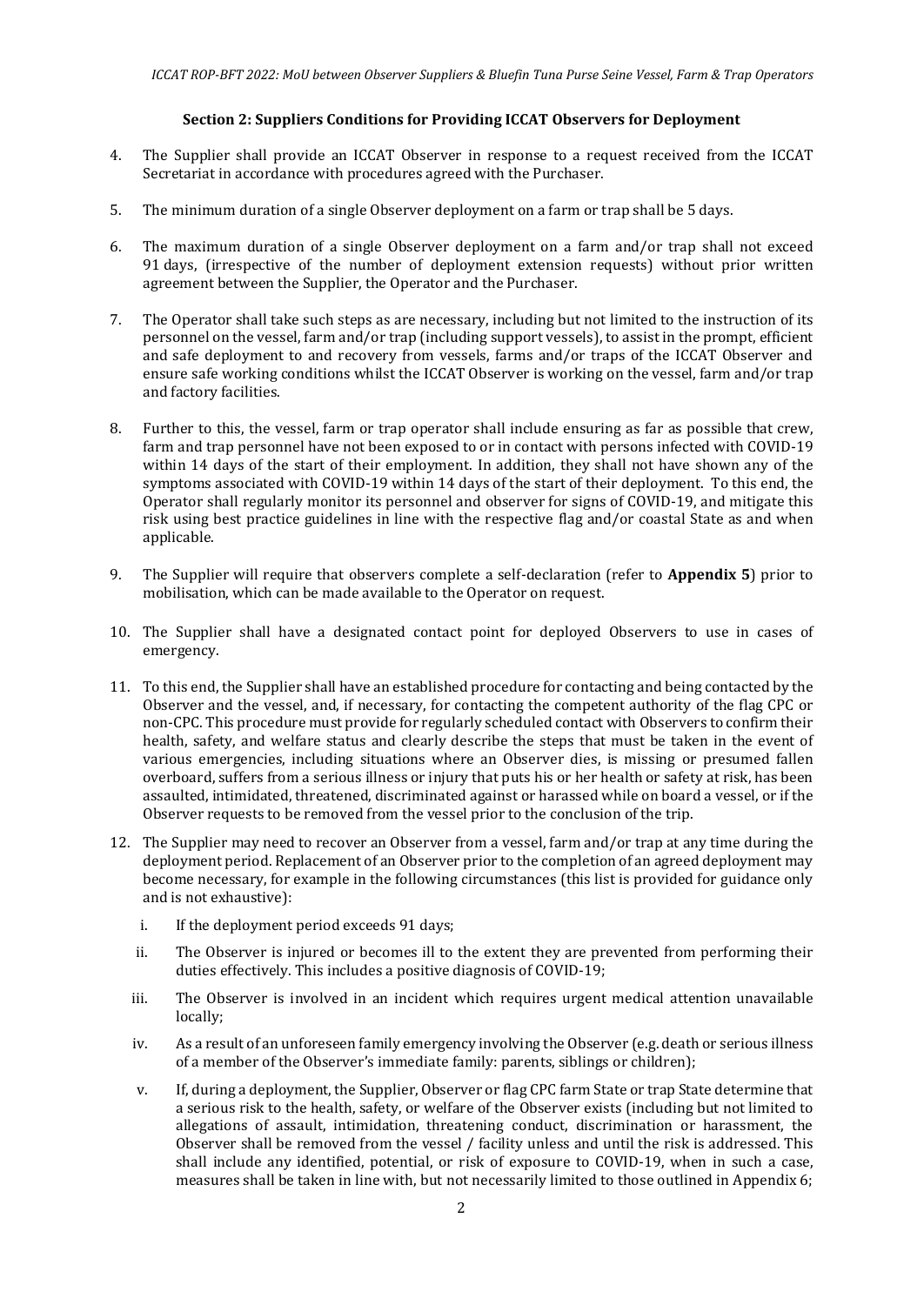### Section 2: Suppliers Conditions for Providing ICCAT Observers for Deployment

4. The Supplier shall provide an ICCAT Observer in response to a request received from the ICCAT Secretariat in accordance with procedures agreed with the Purchaser.

5. The minimum duration of a single Observer deployment on a farm or trap shall be 5 days.

6. The maximum duration of a single Observer deployment on a farm and/or trap shall not exceed 91 days, (irrespective of the number of deployment extension requests) without prior written agreement between the Supplier, the Operator and the Purchaser.

7. The Operator shall take such steps as are necessary, including but not limited to the instruction of its personnel on the vessel, farm and/or trap (including support vessels), to assist in the prompt, efficient and safe deployment to and recovery from vessels, farms and/or traps of the ICCAT Observer and ensure safe working conditions whilst the ICCAT Observer is working on the vessel, farm and/or trap and factory facilities.

8. Further to this, the vessel, farm or trap operator shall include ensuring as far as possible that crew, farm and trap personnel have not been exposed to or in contact with persons infected with COVID-19 within 14 days of the start of their employment. In addition, they shall not have shown any of the symptoms associated with COVID-19 within 14 days of the start of their deployment. To this end, the Operator shall regularly monitor its personnel and observer for signs of COVID-19, and mitigate this risk using best practice guidelines in line with the respective flag and/or coastal State as and when applicable.

9. The Supplier will require that observers complete a self-declaration (refer to **Appendix 5**) prior to mobilisation, which can be made available to the Operator on request.

10. The Supplier shall have a designated contact point for deployed Observers to use in cases of emergency.

11. To this end, the Supplier shall have an established procedure for contacting and being contacted by the Observer and the vessel, and, if necessary, for contacting the competent authority of the flag CPC or non-CPC. This procedure must provide for regularly scheduled contact with Observers to confirm their health, safety, and welfare status and clearly describe the steps that must be taken in the event of various emergencies, including situations where an Observer dies, is missing or presumed fallen overboard, suffers from a serious illness or injury that puts his or her health or safety at risk, has been assaulted, intimidated, threatened, discriminated against or harassed while on board a vessel, or if the Observer requests to be removed from the vessel prior to the conclusion of the trip.

12. The Supplier may need to recover an Observer from a vessel, farm and/or trap at any time during the deployment period. Replacement of an Observer prior to the completion of an agreed deployment may become necessary, for example in the following circumstances (this list is provided for guidance only and is not exhaustive):

    i. If the deployment period exceeds 91 days;

    ii. The Observer is injured or becomes ill to the extent they are prevented from performing their duties effectively. This includes a positive diagnosis of COVID-19;

    iii. The Observer is involved in an incident which requires urgent medical attention unavailable locally;

    iv. As a result of an unforeseen family emergency involving the Observer (e.g. death or serious illness of a member of the Observer's immediate family: parents, siblings or children);

    v. If, during a deployment, the Supplier, Observer or flag CPC farm State or trap State determine that a serious risk to the health, safety, or welfare of the Observer exists (including but not limited to allegations of assault, intimidation, threatening conduct, discrimination or harassment, the Observer shall be removed from the vessel / facility unless and until the risk is addressed. This shall include any identified, potential, or risk of exposure to COVID-19, when in such a case, measures shall be taken in line with, but not necessarily limited to those outlined in Appendix 6;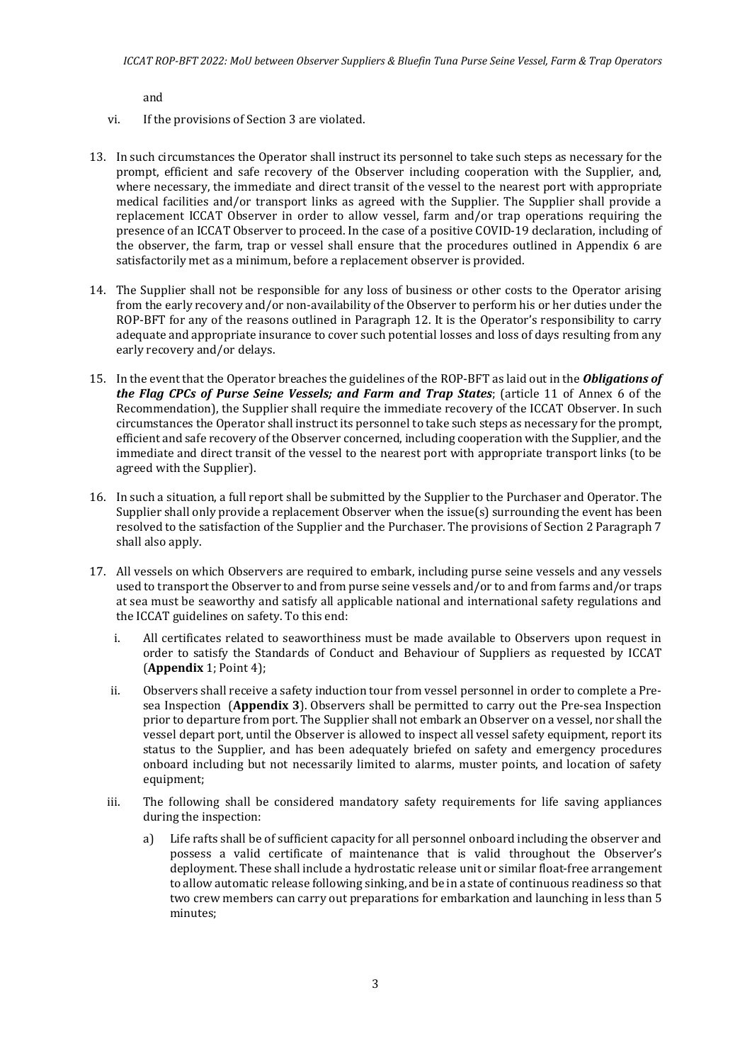and

vi. If the provisions of Section 3 are violated.

13. In such circumstances the Operator shall instruct its personnel to take such steps as necessary for the prompt, efficient and safe recovery of the Observer including cooperation with the Supplier, and, where necessary, the immediate and direct transit of the vessel to the nearest port with appropriate medical facilities and/or transport links as agreed with the Supplier. The Supplier shall provide a replacement ICCAT Observer in order to allow vessel, farm and/or trap operations requiring the presence of an ICCAT Observer to proceed. In the case of a positive COVID-19 declaration, including of the observer, the farm, trap or vessel shall ensure that the procedures outlined in Appendix 6 are satisfactorily met as a minimum, before a replacement observer is provided.

14. The Supplier shall not be responsible for any loss of business or other costs to the Operator arising from the early recovery and/or non-availability of the Observer to perform his or her duties under the ROP-BFT for any of the reasons outlined in Paragraph 12. It is the Operator's responsibility to carry adequate and appropriate insurance to cover such potential losses and loss of days resulting from any early recovery and/or delays.

15. In the event that the Operator breaches the guidelines of the ROP-BFT as laid out in the ***Obligations of the Flag CPCs of Purse Seine Vessels; and Farm and Trap States***; (article 11 of Annex 6 of the Recommendation), the Supplier shall require the immediate recovery of the ICCAT Observer. In such circumstances the Operator shall instruct its personnel to take such steps as necessary for the prompt, efficient and safe recovery of the Observer concerned, including cooperation with the Supplier, and the immediate and direct transit of the vessel to the nearest port with appropriate transport links (to be agreed with the Supplier).

16. In such a situation, a full report shall be submitted by the Supplier to the Purchaser and Operator. The Supplier shall only provide a replacement Observer when the issue(s) surrounding the event has been resolved to the satisfaction of the Supplier and the Purchaser. The provisions of Section 2 Paragraph 7 shall also apply.

17. All vessels on which Observers are required to embark, including purse seine vessels and any vessels used to transport the Observer to and from purse seine vessels and/or to and from farms and/or traps at sea must be seaworthy and satisfy all applicable national and international safety regulations and the ICCAT guidelines on safety. To this end:

    i. All certificates related to seaworthiness must be made available to Observers upon request in order to satisfy the Standards of Conduct and Behaviour of Suppliers as requested by ICCAT (**Appendix** 1; Point 4);

    ii. Observers shall receive a safety induction tour from vessel personnel in order to complete a Pre-sea Inspection (**Appendix 3**). Observers shall be permitted to carry out the Pre-sea Inspection prior to departure from port. The Supplier shall not embark an Observer on a vessel, nor shall the vessel depart port, until the Observer is allowed to inspect all vessel safety equipment, report its status to the Supplier, and has been adequately briefed on safety and emergency procedures onboard including but not necessarily limited to alarms, muster points, and location of safety equipment;

    iii. The following shall be considered mandatory safety requirements for life saving appliances during the inspection:

        a) Life rafts shall be of sufficient capacity for all personnel onboard including the observer and possess a valid certificate of maintenance that is valid throughout the Observer's deployment. These shall include a hydrostatic release unit or similar float-free arrangement to allow automatic release following sinking, and be in a state of continuous readiness so that two crew members can carry out preparations for embarkation and launching in less than 5 minutes;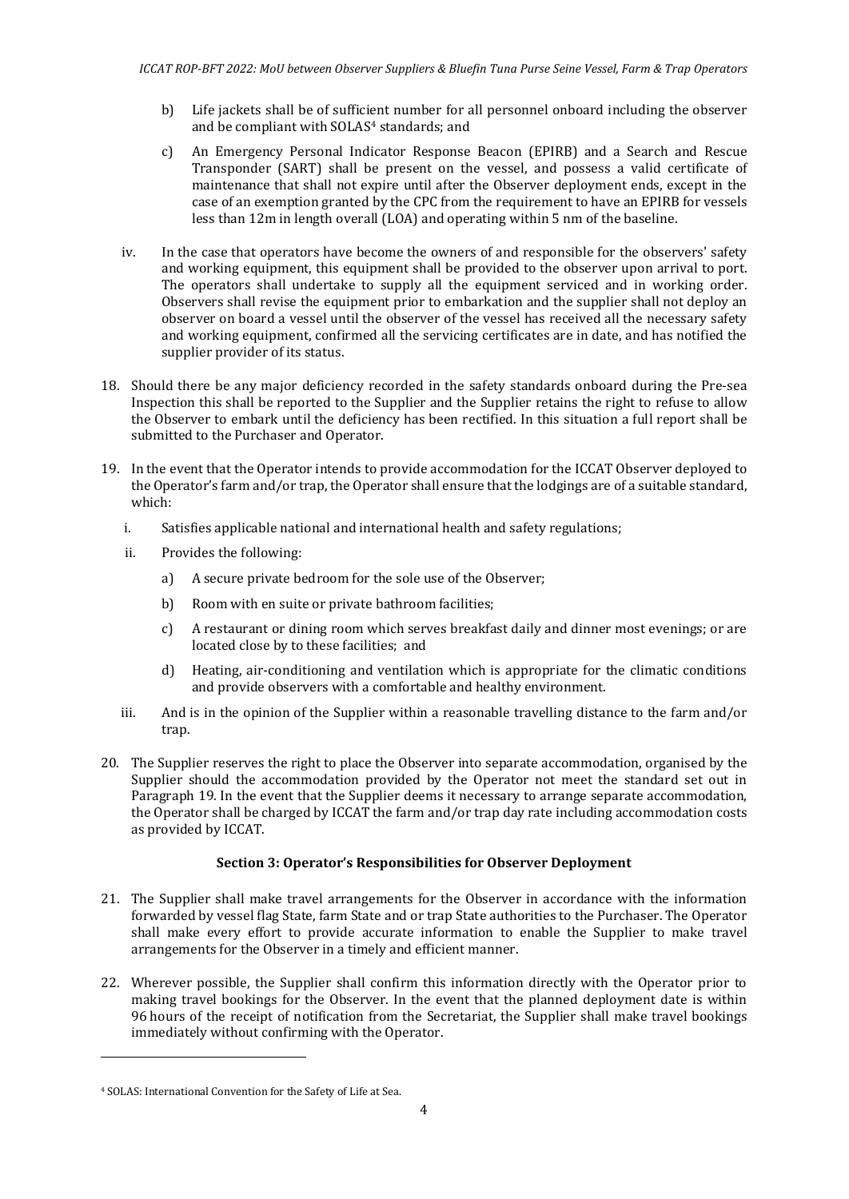b) Life jackets shall be of sufficient number for all personnel onboard including the observer and be compliant with SOLAS[4] standards; and

c) An Emergency Personal Indicator Response Beacon (EPIRB) and a Search and Rescue Transponder (SART) shall be present on the vessel, and possess a valid certificate of maintenance that shall not expire until after the Observer deployment ends, except in the case of an exemption granted by the CPC from the requirement to have an EPIRB for vessels less than 12m in length overall (LOA) and operating within 5 nm of the baseline.

iv. In the case that operators have become the owners of and responsible for the observers' safety and working equipment, this equipment shall be provided to the observer upon arrival to port. The operators shall undertake to supply all the equipment serviced and in working order. Observers shall revise the equipment prior to embarkation and the supplier shall not deploy an observer on board a vessel until the observer of the vessel has received all the necessary safety and working equipment, confirmed all the servicing certificates are in date, and has notified the supplier provider of its status.

18. Should there be any major deficiency recorded in the safety standards onboard during the Pre-sea Inspection this shall be reported to the Supplier and the Supplier retains the right to refuse to allow the Observer to embark until the deficiency has been rectified. In this situation a full report shall be submitted to the Purchaser and Operator.

19. In the event that the Operator intends to provide accommodation for the ICCAT Observer deployed to the Operator's farm and/or trap, the Operator shall ensure that the lodgings are of a suitable standard, which:

   i. Satisfies applicable national and international health and safety regulations;

   ii. Provides the following:

      a) A secure private bedroom for the sole use of the Observer;

      b) Room with en suite or private bathroom facilities;

      c) A restaurant or dining room which serves breakfast daily and dinner most evenings; or are located close by to these facilities; and

      d) Heating, air-conditioning and ventilation which is appropriate for the climatic conditions and provide observers with a comfortable and healthy environment.

   iii. And is in the opinion of the Supplier within a reasonable travelling distance to the farm and/or trap.

20. The Supplier reserves the right to place the Observer into separate accommodation, organised by the Supplier should the accommodation provided by the Operator not meet the standard set out in Paragraph 19. In the event that the Supplier deems it necessary to arrange separate accommodation, the Operator shall be charged by ICCAT the farm and/or trap day rate including accommodation costs as provided by ICCAT.

### Section 3: Operator's Responsibilities for Observer Deployment

21. The Supplier shall make travel arrangements for the Observer in accordance with the information forwarded by vessel flag State, farm State and or trap State authorities to the Purchaser. The Operator shall make every effort to provide accurate information to enable the Supplier to make travel arrangements for the Observer in a timely and efficient manner.

22. Wherever possible, the Supplier shall confirm this information directly with the Operator prior to making travel bookings for the Observer. In the event that the planned deployment date is within 96 hours of the receipt of notification from the Secretariat, the Supplier shall make travel bookings immediately without confirming with the Operator.

---

[4] SOLAS: International Convention for the Safety of Life at Sea.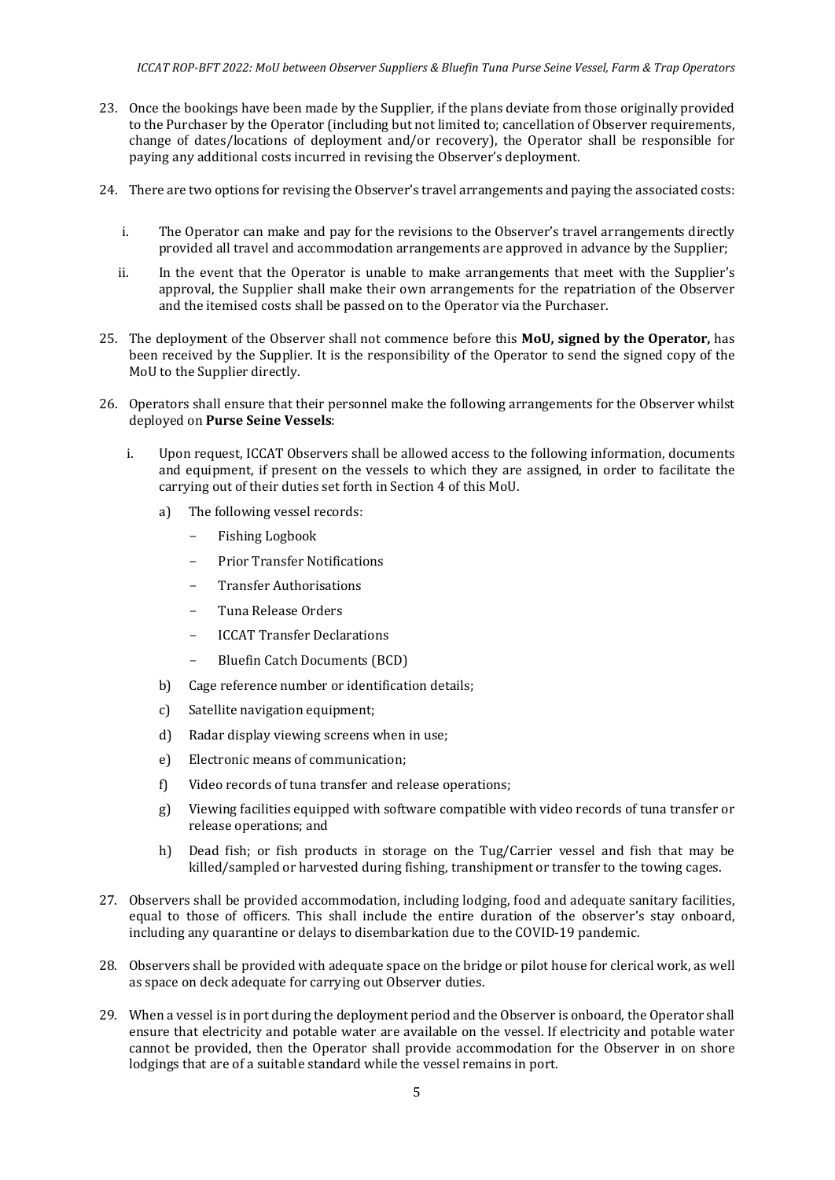23. Once the bookings have been made by the Supplier, if the plans deviate from those originally provided to the Purchaser by the Operator (including but not limited to; cancellation of Observer requirements, change of dates/locations of deployment and/or recovery), the Operator shall be responsible for paying any additional costs incurred in revising the Observer's deployment.

24. There are two options for revising the Observer's travel arrangements and paying the associated costs:

    i. The Operator can make and pay for the revisions to the Observer's travel arrangements directly provided all travel and accommodation arrangements are approved in advance by the Supplier;

    ii. In the event that the Operator is unable to make arrangements that meet with the Supplier's approval, the Supplier shall make their own arrangements for the repatriation of the Observer and the itemised costs shall be passed on to the Operator via the Purchaser.

25. The deployment of the Observer shall not commence before this **MoU, signed by the Operator,** has been received by the Supplier. It is the responsibility of the Operator to send the signed copy of the MoU to the Supplier directly.

26. Operators shall ensure that their personnel make the following arrangements for the Observer whilst deployed on **Purse Seine Vessels**:

    i. Upon request, ICCAT Observers shall be allowed access to the following information, documents and equipment, if present on the vessels to which they are assigned, in order to facilitate the carrying out of their duties set forth in Section 4 of this MoU.

        a) The following vessel records:
            - Fishing Logbook
            - Prior Transfer Notifications
            - Transfer Authorisations
            - Tuna Release Orders
            - ICCAT Transfer Declarations
            - Bluefin Catch Documents (BCD)

        b) Cage reference number or identification details;

        c) Satellite navigation equipment;

        d) Radar display viewing screens when in use;

        e) Electronic means of communication;

        f) Video records of tuna transfer and release operations;

        g) Viewing facilities equipped with software compatible with video records of tuna transfer or release operations; and

        h) Dead fish; or fish products in storage on the Tug/Carrier vessel and fish that may be killed/sampled or harvested during fishing, transhipment or transfer to the towing cages.

27. Observers shall be provided accommodation, including lodging, food and adequate sanitary facilities, equal to those of officers. This shall include the entire duration of the observer's stay onboard, including any quarantine or delays to disembarkation due to the COVID-19 pandemic.

28. Observers shall be provided with adequate space on the bridge or pilot house for clerical work, as well as space on deck adequate for carrying out Observer duties.

29. When a vessel is in port during the deployment period and the Observer is onboard, the Operator shall ensure that electricity and potable water are available on the vessel. If electricity and potable water cannot be provided, then the Operator shall provide accommodation for the Observer in on shore lodgings that are of a suitable standard while the vessel remains in port.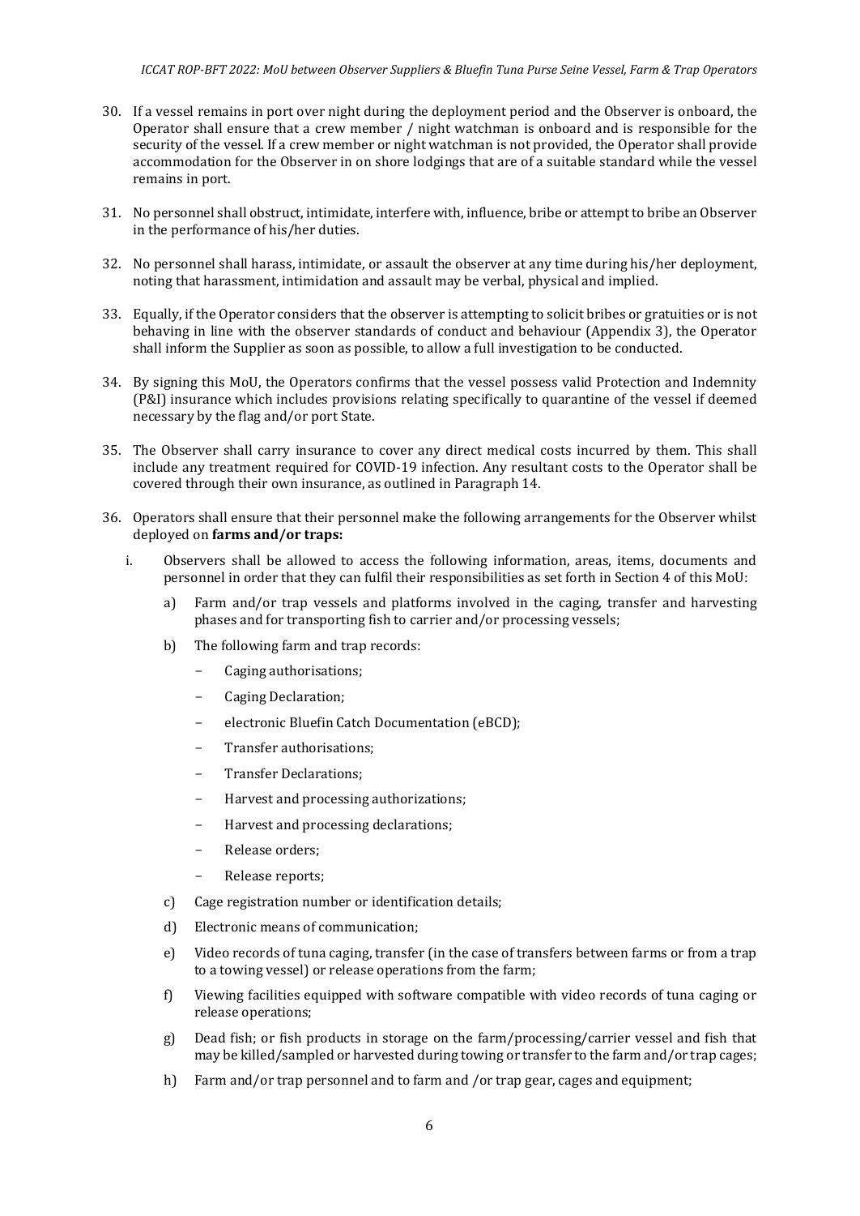30. If a vessel remains in port over night during the deployment period and the Observer is onboard, the Operator shall ensure that a crew member / night watchman is onboard and is responsible for the security of the vessel. If a crew member or night watchman is not provided, the Operator shall provide accommodation for the Observer in on shore lodgings that are of a suitable standard while the vessel remains in port.

31. No personnel shall obstruct, intimidate, interfere with, influence, bribe or attempt to bribe an Observer in the performance of his/her duties.

32. No personnel shall harass, intimidate, or assault the observer at any time during his/her deployment, noting that harassment, intimidation and assault may be verbal, physical and implied.

33. Equally, if the Operator considers that the observer is attempting to solicit bribes or gratuities or is not behaving in line with the observer standards of conduct and behaviour (Appendix 3), the Operator shall inform the Supplier as soon as possible, to allow a full investigation to be conducted.

34. By signing this MoU, the Operators confirms that the vessel possess valid Protection and Indemnity (P&I) insurance which includes provisions relating specifically to quarantine of the vessel if deemed necessary by the flag and/or port State.

35. The Observer shall carry insurance to cover any direct medical costs incurred by them. This shall include any treatment required for COVID-19 infection. Any resultant costs to the Operator shall be covered through their own insurance, as outlined in Paragraph 14.

36. Operators shall ensure that their personnel make the following arrangements for the Observer whilst deployed on **farms and/or traps:**

   i. Observers shall be allowed to access the following information, areas, items, documents and personnel in order that they can fulfil their responsibilities as set forth in Section 4 of this MoU:

      a) Farm and/or trap vessels and platforms involved in the caging, transfer and harvesting phases and for transporting fish to carrier and/or processing vessels;

      b) The following farm and trap records:
         - Caging authorisations;
         - Caging Declaration;
         - electronic Bluefin Catch Documentation (eBCD);
         - Transfer authorisations;
         - Transfer Declarations;
         - Harvest and processing authorizations;
         - Harvest and processing declarations;
         - Release orders;
         - Release reports;

      c) Cage registration number or identification details;

      d) Electronic means of communication;

      e) Video records of tuna caging, transfer (in the case of transfers between farms or from a trap to a towing vessel) or release operations from the farm;

      f) Viewing facilities equipped with software compatible with video records of tuna caging or release operations;

      g) Dead fish; or fish products in storage on the farm/processing/carrier vessel and fish that may be killed/sampled or harvested during towing or transfer to the farm and/or trap cages;

      h) Farm and/or trap personnel and to farm and /or trap gear, cages and equipment;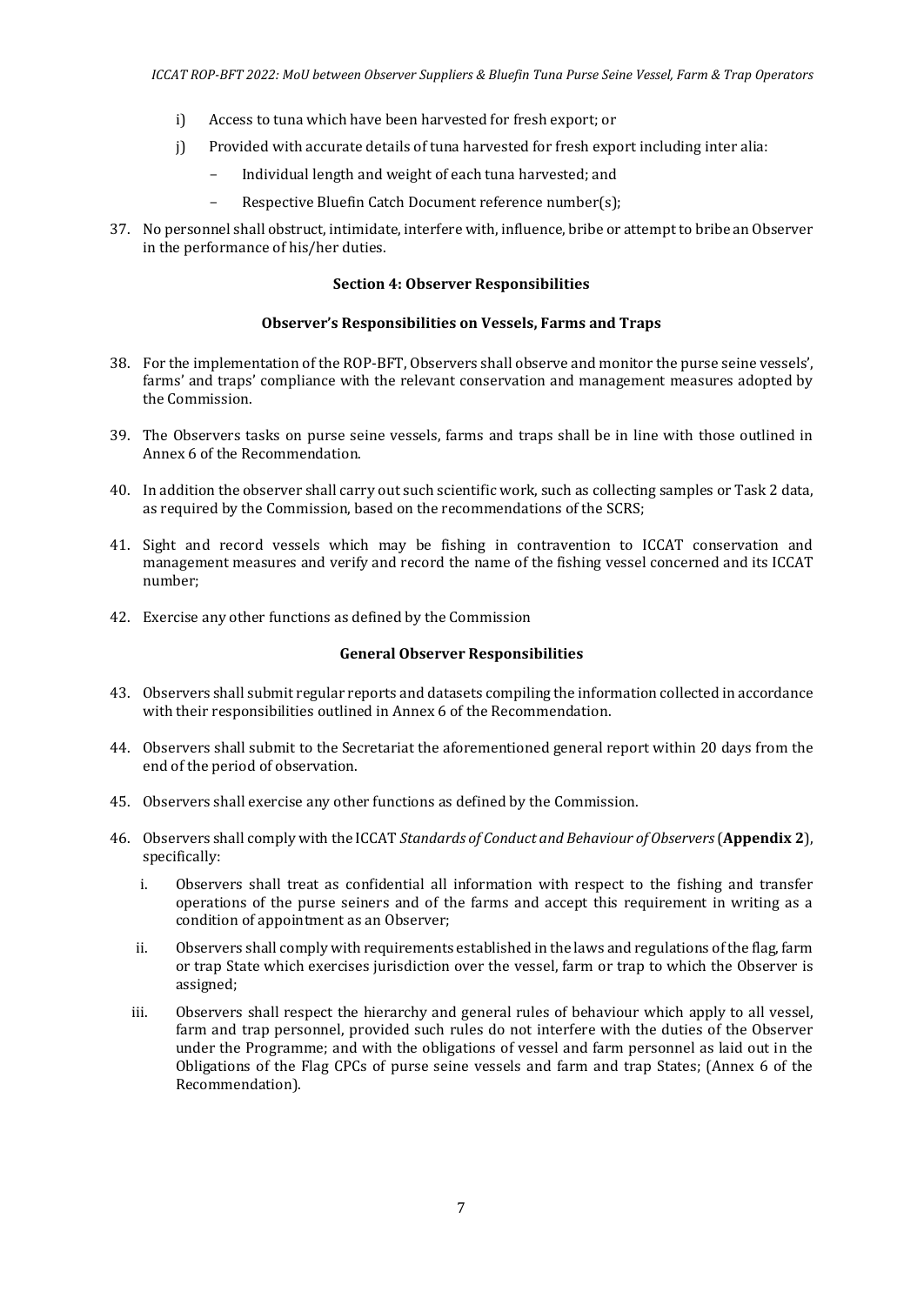i) Access to tuna which have been harvested for fresh export; or

j) Provided with accurate details of tuna harvested for fresh export including inter alia:

   - Individual length and weight of each tuna harvested; and
   - Respective Bluefin Catch Document reference number(s);

37. No personnel shall obstruct, intimidate, interfere with, influence, bribe or attempt to bribe an Observer in the performance of his/her duties.

## Section 4: Observer Responsibilities

### Observer's Responsibilities on Vessels, Farms and Traps

38. For the implementation of the ROP-BFT, Observers shall observe and monitor the purse seine vessels', farms' and traps' compliance with the relevant conservation and management measures adopted by the Commission.

39. The Observers tasks on purse seine vessels, farms and traps shall be in line with those outlined in Annex 6 of the Recommendation.

40. In addition the observer shall carry out such scientific work, such as collecting samples or Task 2 data, as required by the Commission, based on the recommendations of the SCRS;

41. Sight and record vessels which may be fishing in contravention to ICCAT conservation and management measures and verify and record the name of the fishing vessel concerned and its ICCAT number;

42. Exercise any other functions as defined by the Commission

### General Observer Responsibilities

43. Observers shall submit regular reports and datasets compiling the information collected in accordance with their responsibilities outlined in Annex 6 of the Recommendation.

44. Observers shall submit to the Secretariat the aforementioned general report within 20 days from the end of the period of observation.

45. Observers shall exercise any other functions as defined by the Commission.

46. Observers shall comply with the ICCAT *Standards of Conduct and Behaviour of Observers* (**Appendix 2**), specifically:

   i. Observers shall treat as confidential all information with respect to the fishing and transfer operations of the purse seiners and of the farms and accept this requirement in writing as a condition of appointment as an Observer;

   ii. Observers shall comply with requirements established in the laws and regulations of the flag, farm or trap State which exercises jurisdiction over the vessel, farm or trap to which the Observer is assigned;

   iii. Observers shall respect the hierarchy and general rules of behaviour which apply to all vessel, farm and trap personnel, provided such rules do not interfere with the duties of the Observer under the Programme; and with the obligations of vessel and farm personnel as laid out in the Obligations of the Flag CPCs of purse seine vessels and farm and trap States; (Annex 6 of the Recommendation).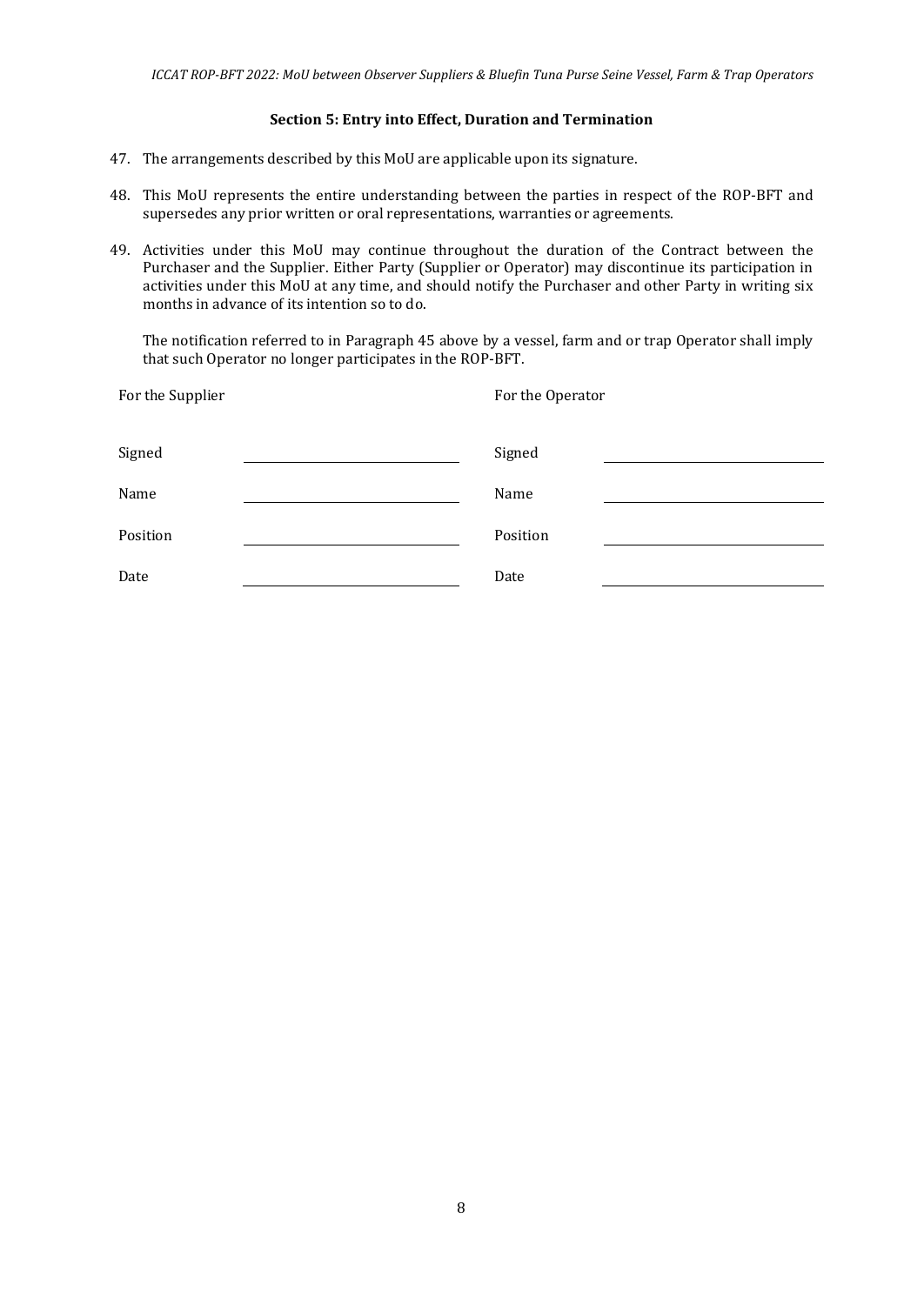### Section 5: Entry into Effect, Duration and Termination

47. The arrangements described by this MoU are applicable upon its signature.

48. This MoU represents the entire understanding between the parties in respect of the ROP-BFT and supersedes any prior written or oral representations, warranties or agreements.

49. Activities under this MoU may continue throughout the duration of the Contract between the Purchaser and the Supplier. Either Party (Supplier or Operator) may discontinue its participation in activities under this MoU at any time, and should notify the Purchaser and other Party in writing six months in advance of its intention so to do.

    The notification referred to in Paragraph 45 above by a vessel, farm and or trap Operator shall imply that such Operator no longer participates in the ROP-BFT.

| For the Supplier | | For the Operator | |
|---|---|---|---|
| Signed | ______________________ | Signed | ______________________ |
| Name | ______________________ | Name | ______________________ |
| Position | ______________________ | Position | ______________________ |
| Date | ______________________ | Date | ______________________ |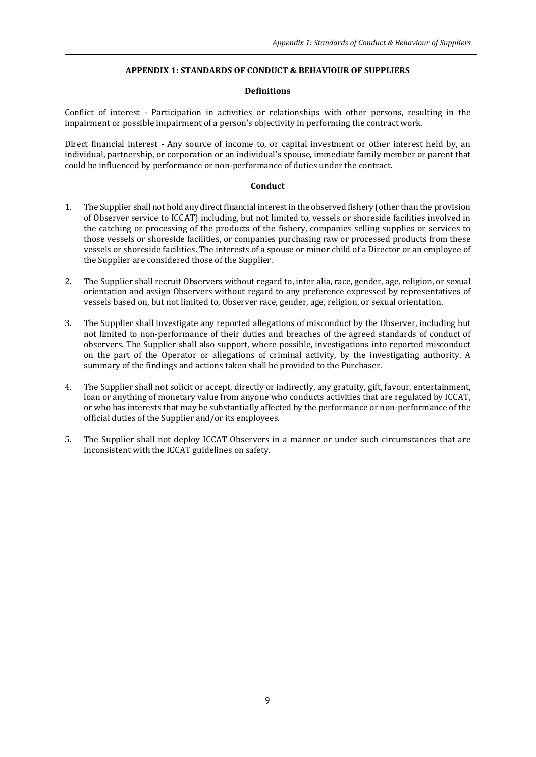## APPENDIX 1: STANDARDS OF CONDUCT & BEHAVIOUR OF SUPPLIERS

### Definitions

Conflict of interest - Participation in activities or relationships with other persons, resulting in the impairment or possible impairment of a person's objectivity in performing the contract work.

Direct financial interest - Any source of income to, or capital investment or other interest held by, an individual, partnership, or corporation or an individual's spouse, immediate family member or parent that could be influenced by performance or non-performance of duties under the contract.

### Conduct

1. The Supplier shall not hold any direct financial interest in the observed fishery (other than the provision of Observer service to ICCAT) including, but not limited to, vessels or shoreside facilities involved in the catching or processing of the products of the fishery, companies selling supplies or services to those vessels or shoreside facilities, or companies purchasing raw or processed products from these vessels or shoreside facilities. The interests of a spouse or minor child of a Director or an employee of the Supplier are considered those of the Supplier.

2. The Supplier shall recruit Observers without regard to, inter alia, race, gender, age, religion, or sexual orientation and assign Observers without regard to any preference expressed by representatives of vessels based on, but not limited to, Observer race, gender, age, religion, or sexual orientation.

3. The Supplier shall investigate any reported allegations of misconduct by the Observer, including but not limited to non-performance of their duties and breaches of the agreed standards of conduct of observers. The Supplier shall also support, where possible, investigations into reported misconduct on the part of the Operator or allegations of criminal activity, by the investigating authority. A summary of the findings and actions taken shall be provided to the Purchaser.

4. The Supplier shall not solicit or accept, directly or indirectly, any gratuity, gift, favour, entertainment, loan or anything of monetary value from anyone who conducts activities that are regulated by ICCAT, or who has interests that may be substantially affected by the performance or non-performance of the official duties of the Supplier and/or its employees.

5. The Supplier shall not deploy ICCAT Observers in a manner or under such circumstances that are inconsistent with the ICCAT guidelines on safety.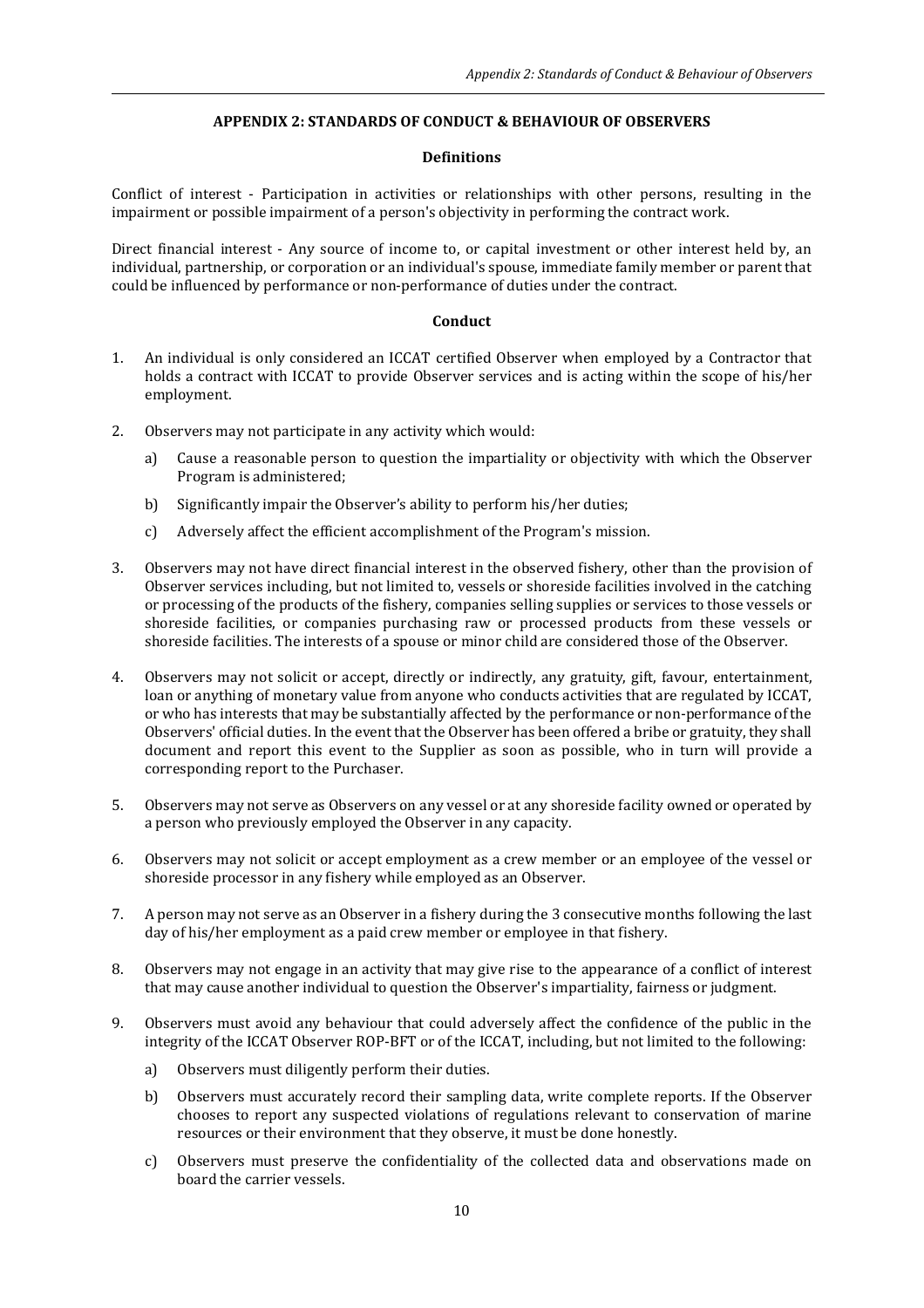## APPENDIX 2: STANDARDS OF CONDUCT & BEHAVIOUR OF OBSERVERS

### Definitions

Conflict of interest - Participation in activities or relationships with other persons, resulting in the impairment or possible impairment of a person's objectivity in performing the contract work.

Direct financial interest - Any source of income to, or capital investment or other interest held by, an individual, partnership, or corporation or an individual's spouse, immediate family member or parent that could be influenced by performance or non-performance of duties under the contract.

### Conduct

1. An individual is only considered an ICCAT certified Observer when employed by a Contractor that holds a contract with ICCAT to provide Observer services and is acting within the scope of his/her employment.

2. Observers may not participate in any activity which would:

   a) Cause a reasonable person to question the impartiality or objectivity with which the Observer Program is administered;

   b) Significantly impair the Observer's ability to perform his/her duties;

   c) Adversely affect the efficient accomplishment of the Program's mission.

3. Observers may not have direct financial interest in the observed fishery, other than the provision of Observer services including, but not limited to, vessels or shoreside facilities involved in the catching or processing of the products of the fishery, companies selling supplies or services to those vessels or shoreside facilities, or companies purchasing raw or processed products from these vessels or shoreside facilities. The interests of a spouse or minor child are considered those of the Observer.

4. Observers may not solicit or accept, directly or indirectly, any gratuity, gift, favour, entertainment, loan or anything of monetary value from anyone who conducts activities that are regulated by ICCAT, or who has interests that may be substantially affected by the performance or non-performance of the Observers' official duties. In the event that the Observer has been offered a bribe or gratuity, they shall document and report this event to the Supplier as soon as possible, who in turn will provide a corresponding report to the Purchaser.

5. Observers may not serve as Observers on any vessel or at any shoreside facility owned or operated by a person who previously employed the Observer in any capacity.

6. Observers may not solicit or accept employment as a crew member or an employee of the vessel or shoreside processor in any fishery while employed as an Observer.

7. A person may not serve as an Observer in a fishery during the 3 consecutive months following the last day of his/her employment as a paid crew member or employee in that fishery.

8. Observers may not engage in an activity that may give rise to the appearance of a conflict of interest that may cause another individual to question the Observer's impartiality, fairness or judgment.

9. Observers must avoid any behaviour that could adversely affect the confidence of the public in the integrity of the ICCAT Observer ROP-BFT or of the ICCAT, including, but not limited to the following:

   a) Observers must diligently perform their duties.

   b) Observers must accurately record their sampling data, write complete reports. If the Observer chooses to report any suspected violations of regulations relevant to conservation of marine resources or their environment that they observe, it must be done honestly.

   c) Observers must preserve the confidentiality of the collected data and observations made on board the carrier vessels.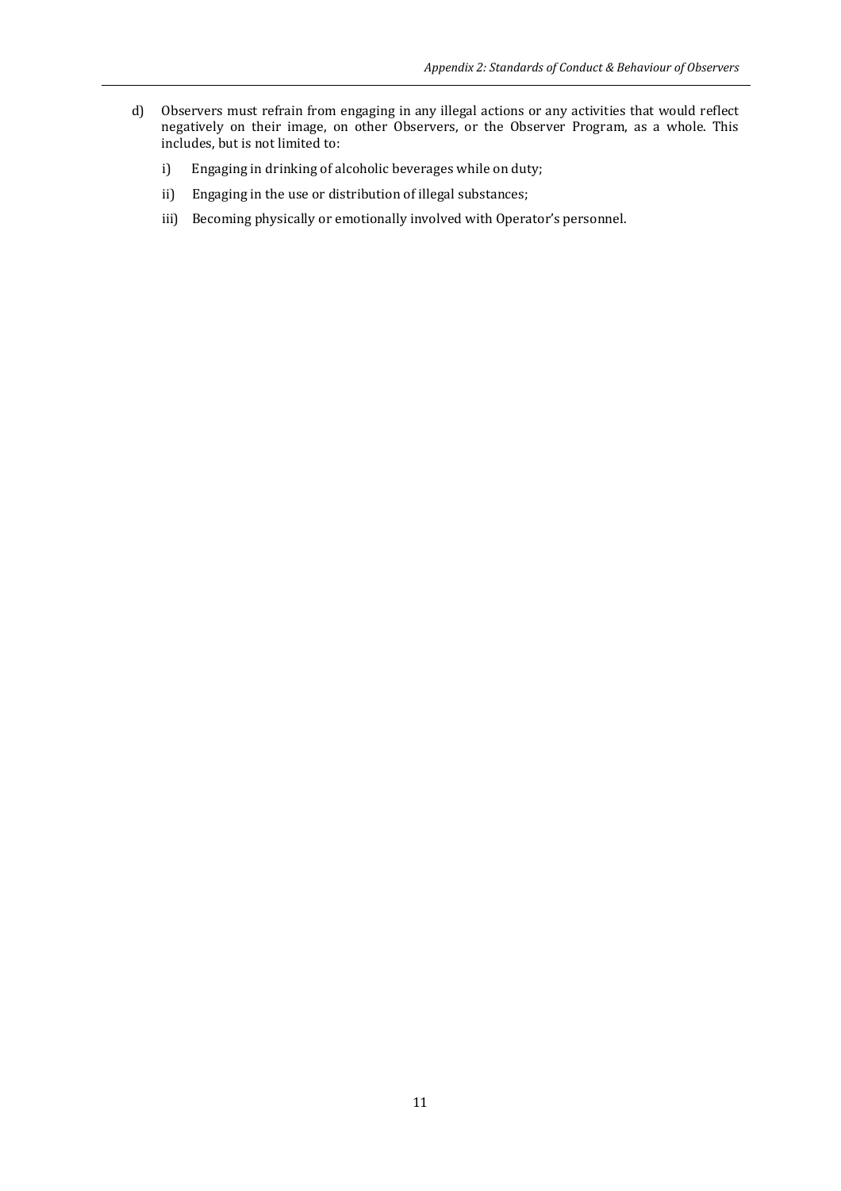d) Observers must refrain from engaging in any illegal actions or any activities that would reflect negatively on their image, on other Observers, or the Observer Program, as a whole. This includes, but is not limited to:

   i) Engaging in drinking of alcoholic beverages while on duty;

   ii) Engaging in the use or distribution of illegal substances;

   iii) Becoming physically or emotionally involved with Operator's personnel.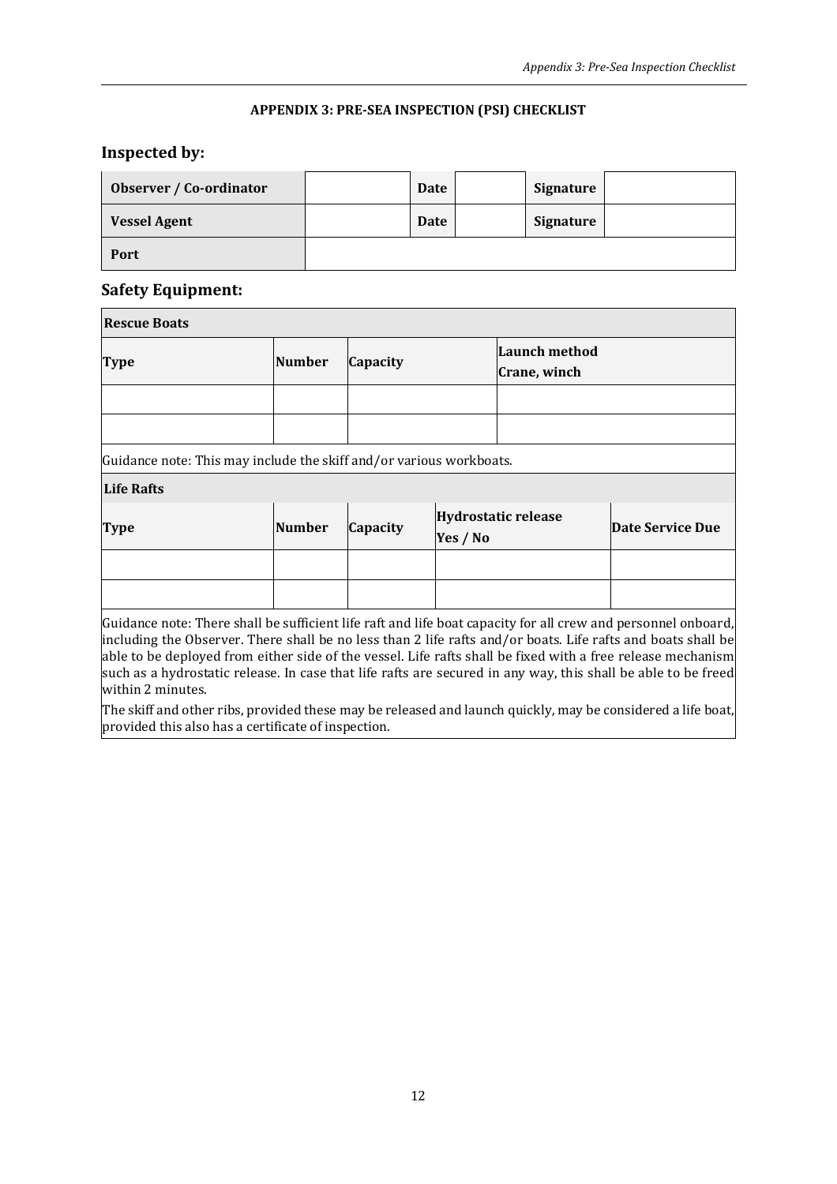**APPENDIX 3: PRE-SEA INSPECTION (PSI) CHECKLIST**

## Inspected by:

| Observer / Co-ordinator | | Date | | Signature | |
|---|---|---|---|---|---|
| Vessel Agent | | Date | | Signature | |
| Port | | | | | |

## Safety Equipment:

| Rescue Boats | | | |
|---|---|---|---|
| **Type** | **Number** | **Capacity** | **Launch method Crane, winch** |
| | | | |
| | | | |
| Guidance note: This may include the skiff and/or various workboats. | | | |

| Life Rafts | | | | |
|---|---|---|---|---|
| **Type** | **Number** | **Capacity** | **Hydrostatic release Yes / No** | **Date Service Due** |
| | | | | |
| | | | | |

Guidance note: There shall be sufficient life raft and life boat capacity for all crew and personnel onboard, including the Observer. There shall be no less than 2 life rafts and/or boats. Life rafts and boats shall be able to be deployed from either side of the vessel. Life rafts shall be fixed with a free release mechanism such as a hydrostatic release. In case that life rafts are secured in any way, this shall be able to be freed within 2 minutes.

The skiff and other ribs, provided these may be released and launch quickly, may be considered a life boat, provided this also has a certificate of inspection.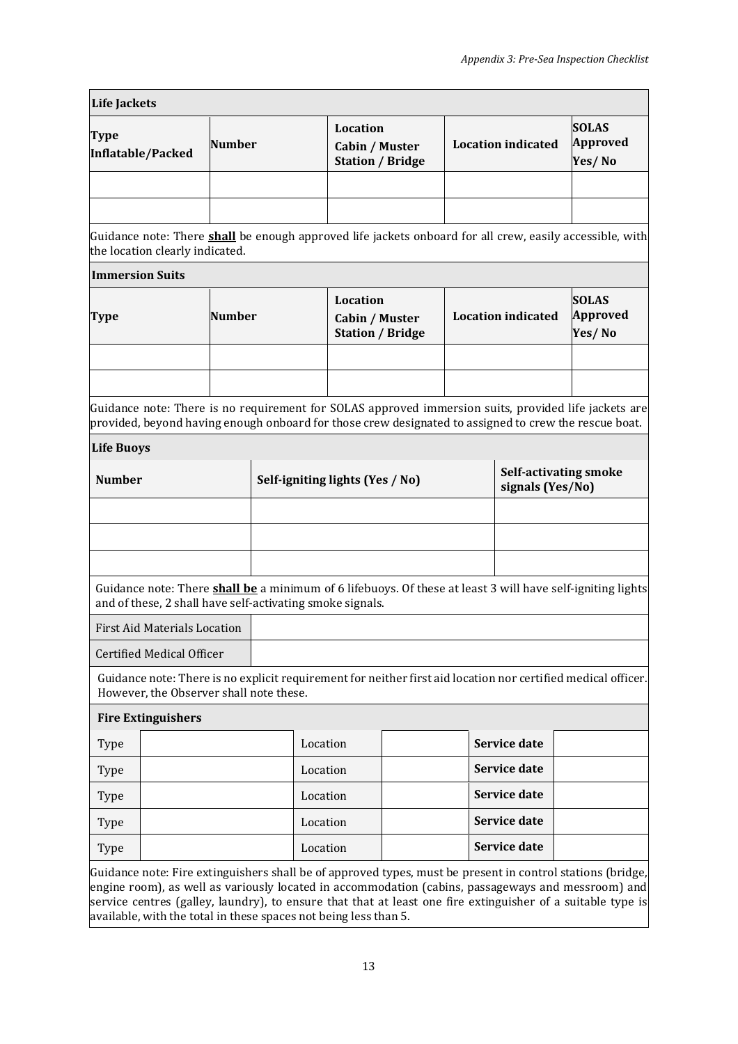**Life Jackets**

| Type Inflatable/Packed | Number | Location Cabin / Muster Station / Bridge | Location indicated | SOLAS Approved Yes/ No |
|---|---|---|---|---|
| | | | | |
| | | | | |

Guidance note: There **shall** be enough approved life jackets onboard for all crew, easily accessible, with the location clearly indicated.

**Immersion Suits**

| Type | Number | Location Cabin / Muster Station / Bridge | Location indicated | SOLAS Approved Yes/ No |
|---|---|---|---|---|
| | | | | |
| | | | | |

Guidance note: There is no requirement for SOLAS approved immersion suits, provided life jackets are provided, beyond having enough onboard for those crew designated to assigned to crew the rescue boat.

**Life Buoys**

| Number | Self-igniting lights (Yes / No) | Self-activating smoke signals (Yes/No) |
|---|---|---|
| | | |
| | | |
| | | |

Guidance note: There **shall be** a minimum of 6 lifebuoys. Of these at least 3 will have self-igniting lights and of these, 2 shall have self-activating smoke signals.

| First Aid Materials Location | |
|---|---|
| Certified Medical Officer | |

Guidance note: There is no explicit requirement for neither first aid location nor certified medical officer. However, the Observer shall note these.

**Fire Extinguishers**

| Type | | Location | | Service date | |
|---|---|---|---|---|---|
| Type | | Location | | Service date | |
| Type | | Location | | Service date | |
| Type | | Location | | Service date | |
| Type | | Location | | Service date | |

Guidance note: Fire extinguishers shall be of approved types, must be present in control stations (bridge, engine room), as well as variously located in accommodation (cabins, passageways and messroom) and service centres (galley, laundry), to ensure that that at least one fire extinguisher of a suitable type is available, with the total in these spaces not being less than 5.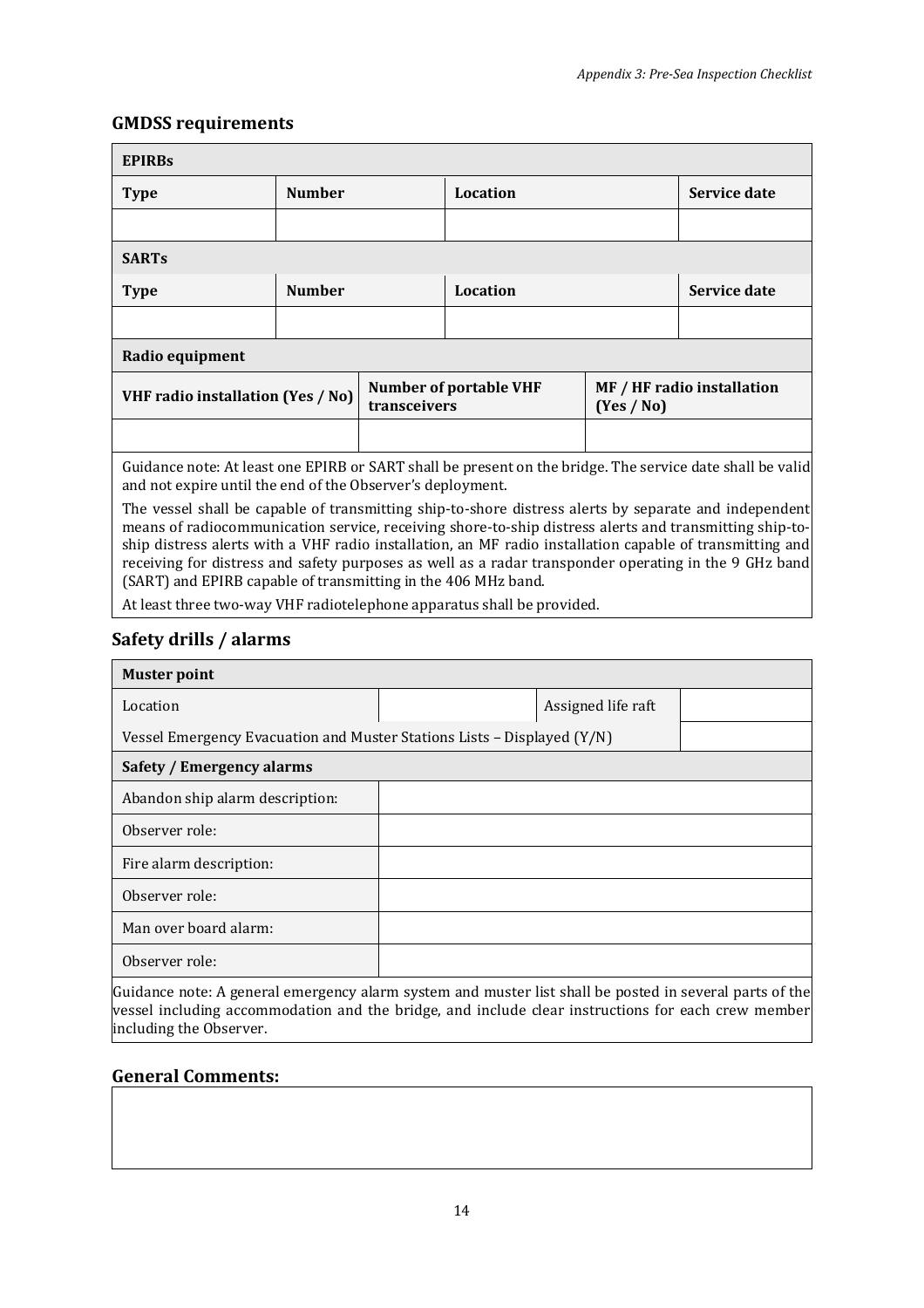## GMDSS requirements

| EPIRBs | | | |
|---|---|---|---|
| **Type** | **Number** | **Location** | **Service date** |
| | | | |
| **SARTs** | | | |
| **Type** | **Number** | **Location** | **Service date** |
| | | | |

| Radio equipment | | |
|---|---|---|
| **VHF radio installation (Yes / No)** | **Number of portable VHF transceivers** | **MF / HF radio installation (Yes / No)** |
| | | |

Guidance note: At least one EPIRB or SART shall be present on the bridge. The service date shall be valid and not expire until the end of the Observer's deployment.

The vessel shall be capable of transmitting ship-to-shore distress alerts by separate and independent means of radiocommunication service, receiving shore-to-ship distress alerts and transmitting ship-to-ship distress alerts with a VHF radio installation, an MF radio installation capable of transmitting and receiving for distress and safety purposes as well as a radar transponder operating in the 9 GHz band (SART) and EPIRB capable of transmitting in the 406 MHz band.

At least three two-way VHF radiotelephone apparatus shall be provided.

## Safety drills / alarms

| Muster point | | | |
|---|---|---|---|
| Location | | Assigned life raft | |
| Vessel Emergency Evacuation and Muster Stations Lists – Displayed (Y/N) | | | |

| Safety / Emergency alarms | |
|---|---|
| Abandon ship alarm description: | |
| Observer role: | |
| Fire alarm description: | |
| Observer role: | |
| Man over board alarm: | |
| Observer role: | |

Guidance note: A general emergency alarm system and muster list shall be posted in several parts of the vessel including accommodation and the bridge, and include clear instructions for each crew member including the Observer.

## General Comments:

| |
|---|
| |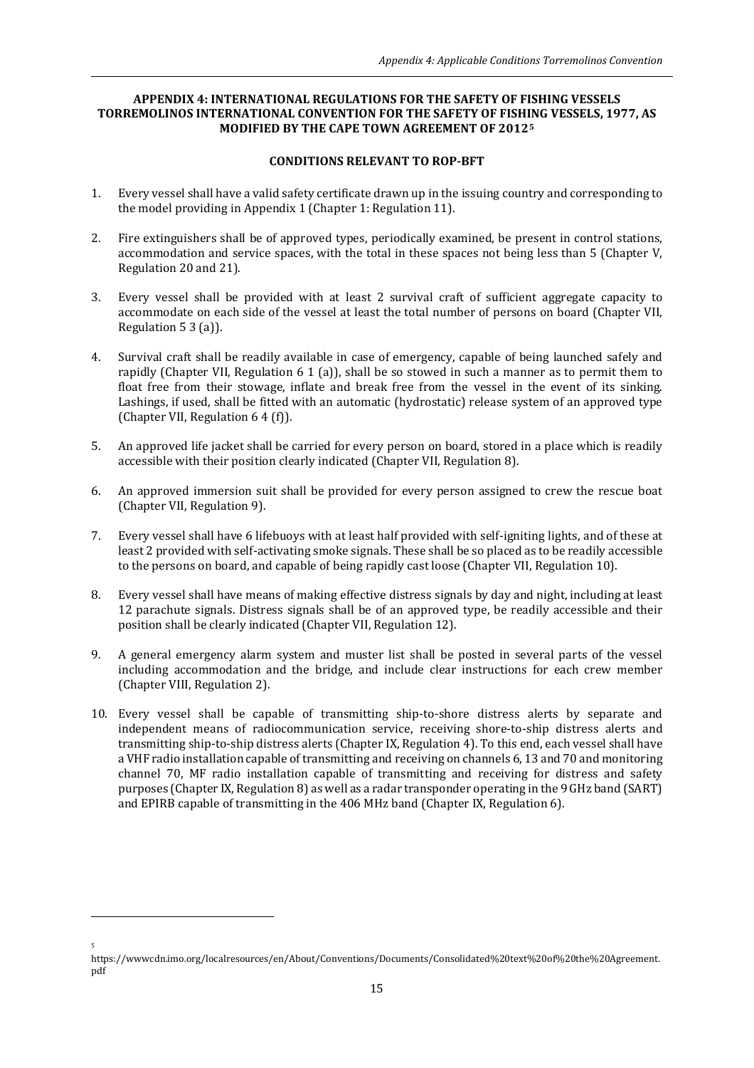## APPENDIX 4: INTERNATIONAL REGULATIONS FOR THE SAFETY OF FISHING VESSELS TORREMOLINOS INTERNATIONAL CONVENTION FOR THE SAFETY OF FISHING VESSELS, 1977, AS MODIFIED BY THE CAPE TOWN AGREEMENT OF 2012[5]

### CONDITIONS RELEVANT TO ROP-BFT

1. Every vessel shall have a valid safety certificate drawn up in the issuing country and corresponding to the model providing in Appendix 1 (Chapter 1: Regulation 11).

2. Fire extinguishers shall be of approved types, periodically examined, be present in control stations, accommodation and service spaces, with the total in these spaces not being less than 5 (Chapter V, Regulation 20 and 21).

3. Every vessel shall be provided with at least 2 survival craft of sufficient aggregate capacity to accommodate on each side of the vessel at least the total number of persons on board (Chapter VII, Regulation 5 3 (a)).

4. Survival craft shall be readily available in case of emergency, capable of being launched safely and rapidly (Chapter VII, Regulation 6 1 (a)), shall be so stowed in such a manner as to permit them to float free from their stowage, inflate and break free from the vessel in the event of its sinking. Lashings, if used, shall be fitted with an automatic (hydrostatic) release system of an approved type (Chapter VII, Regulation 6 4 (f)).

5. An approved life jacket shall be carried for every person on board, stored in a place which is readily accessible with their position clearly indicated (Chapter VII, Regulation 8).

6. An approved immersion suit shall be provided for every person assigned to crew the rescue boat (Chapter VII, Regulation 9).

7. Every vessel shall have 6 lifebuoys with at least half provided with self-igniting lights, and of these at least 2 provided with self-activating smoke signals. These shall be so placed as to be readily accessible to the persons on board, and capable of being rapidly cast loose (Chapter VII, Regulation 10).

8. Every vessel shall have means of making effective distress signals by day and night, including at least 12 parachute signals. Distress signals shall be of an approved type, be readily accessible and their position shall be clearly indicated (Chapter VII, Regulation 12).

9. A general emergency alarm system and muster list shall be posted in several parts of the vessel including accommodation and the bridge, and include clear instructions for each crew member (Chapter VIII, Regulation 2).

10. Every vessel shall be capable of transmitting ship-to-shore distress alerts by separate and independent means of radiocommunication service, receiving shore-to-ship distress alerts and transmitting ship-to-ship distress alerts (Chapter IX, Regulation 4). To this end, each vessel shall have a VHF radio installation capable of transmitting and receiving on channels 6, 13 and 70 and monitoring channel 70, MF radio installation capable of transmitting and receiving for distress and safety purposes (Chapter IX, Regulation 8) as well as a radar transponder operating in the 9 GHz band (SART) and EPIRB capable of transmitting in the 406 MHz band (Chapter IX, Regulation 6).

---

[5] https://wwwcdn.imo.org/localresources/en/About/Conventions/Documents/Consolidated%20text%20of%20the%20Agreement.pdf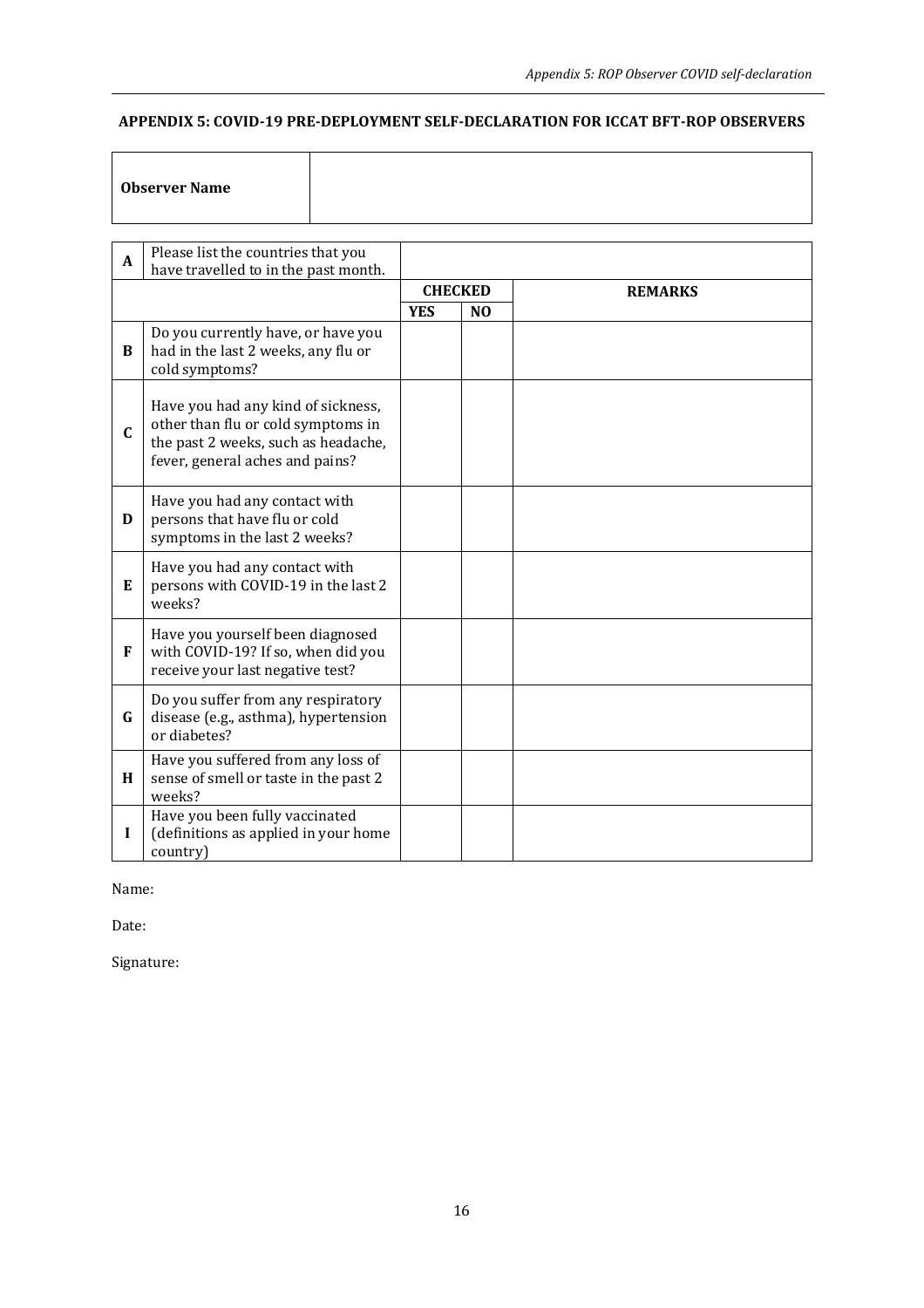## APPENDIX 5: COVID-19 PRE-DEPLOYMENT SELF-DECLARATION FOR ICCAT BFT-ROP OBSERVERS

| **Observer Name** | |
|---|---|

| | | | | |
|---|---|---|---|---|
| **A** | Please list the countries that you have travelled to in the past month. | | | |
| | | **CHECKED** | | **REMARKS** |
| | | **YES** | **NO** | |
| **B** | Do you currently have, or have you had in the last 2 weeks, any flu or cold symptoms? | | | |
| **C** | Have you had any kind of sickness, other than flu or cold symptoms in the past 2 weeks, such as headache, fever, general aches and pains? | | | |
| **D** | Have you had any contact with persons that have flu or cold symptoms in the last 2 weeks? | | | |
| **E** | Have you had any contact with persons with COVID-19 in the last 2 weeks? | | | |
| **F** | Have you yourself been diagnosed with COVID-19? If so, when did you receive your last negative test? | | | |
| **G** | Do you suffer from any respiratory disease (e.g., asthma), hypertension or diabetes? | | | |
| **H** | Have you suffered from any loss of sense of smell or taste in the past 2 weeks? | | | |
| **I** | Have you been fully vaccinated (definitions as applied in your home country) | | | |

Name:

Date:

Signature: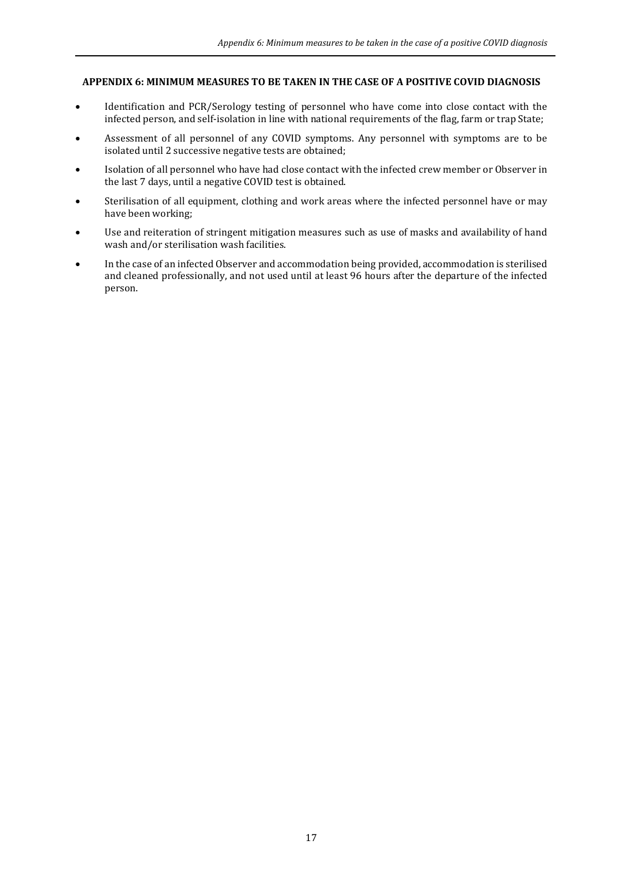## APPENDIX 6: MINIMUM MEASURES TO BE TAKEN IN THE CASE OF A POSITIVE COVID DIAGNOSIS

- Identification and PCR/Serology testing of personnel who have come into close contact with the infected person, and self-isolation in line with national requirements of the flag, farm or trap State;
- Assessment of all personnel of any COVID symptoms. Any personnel with symptoms are to be isolated until 2 successive negative tests are obtained;
- Isolation of all personnel who have had close contact with the infected crew member or Observer in the last 7 days, until a negative COVID test is obtained.
- Sterilisation of all equipment, clothing and work areas where the infected personnel have or may have been working;
- Use and reiteration of stringent mitigation measures such as use of masks and availability of hand wash and/or sterilisation wash facilities.
- In the case of an infected Observer and accommodation being provided, accommodation is sterilised and cleaned professionally, and not used until at least 96 hours after the departure of the infected person.